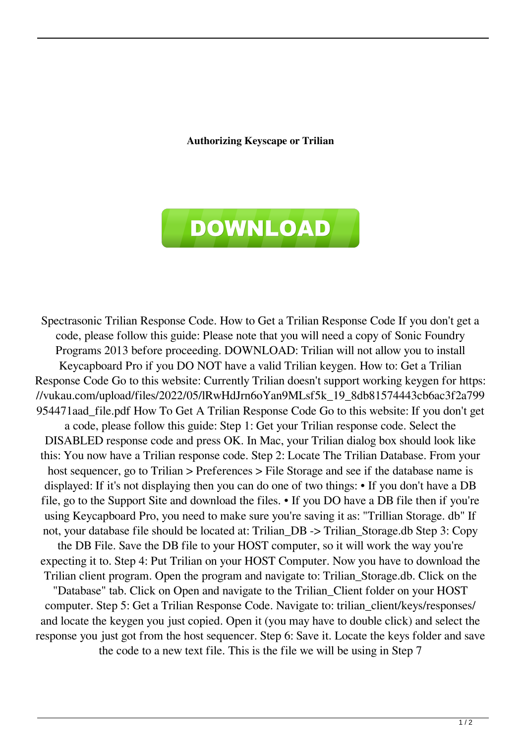**Authorizing Keyscape or Trilian**

DOWNLOAD

Spectrasonic Trilian Response Code. How to Get a Trilian Response Code If you don't get a code, please follow this guide: Please note that you will need a copy of Sonic Foundry Programs 2013 before proceeding. DOWNLOAD: Trilian will not allow you to install Keycapboard Pro if you DO NOT have a valid Trilian keygen. How to: Get a Trilian Response Code Go to this website: Currently Trilian doesn't support working keygen for https://vukau.com/upload/files/2022/05/lRwHdJrn6oYan9MLsf5k_19_8db81574443cb6ac3f2a799954471aad_file.pdf How To Get A Trilian Response Code Go to this website: If you don't get a code, please follow this guide: Step 1: Get your Trilian response code. Select the DISABLED response code and press OK. In Mac, your Trilian dialog box should look like this: You now have a Trilian response code. Step 2: Locate The Trilian Database. From your host sequencer, go to Trilian > Preferences > File Storage and see if the database name is displayed: If it's not displaying then you can do one of two things: • If you don't have a DB file, go to the Support Site and download the files. • If you DO have a DB file then if you're using Keycapboard Pro, you need to make sure you're saving it as: "Trillian Storage. db" If not, your database file should be located at: Trilian_DB -> Trilian_Storage.db Step 3: Copy the DB File. Save the DB file to your HOST computer, so it will work the way you're expecting it to. Step 4: Put Trilian on your HOST Computer. Now you have to download the Trilian client program. Open the program and navigate to: Trilian_Storage.db. Click on the "Database" tab. Click on Open and navigate to the Trilian_Client folder on your HOST computer. Step 5: Get a Trilian Response Code. Navigate to: trilian_client/keys/responses/ and locate the keygen you just copied. Open it (you may have to double click) and select the response you just got from the host sequencer. Step 6: Save it. Locate the keys folder and save the code to a new text file. This is the file we will be using in Step 7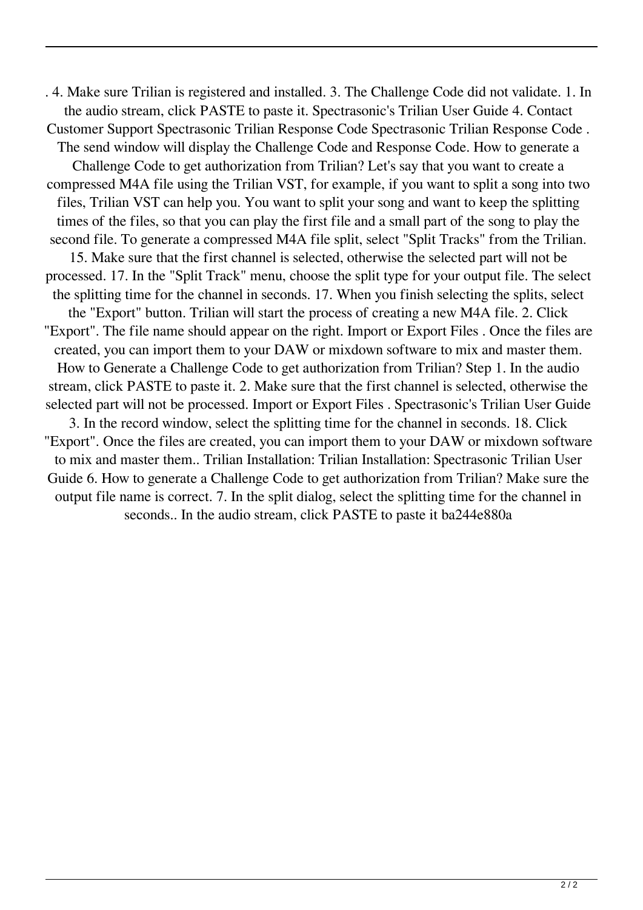. 4. Make sure Trilian is registered and installed. 3. The Challenge Code did not validate. 1. In the audio stream, click PASTE to paste it. Spectrasonic's Trilian User Guide 4. Contact Customer Support Spectrasonic Trilian Response Code Spectrasonic Trilian Response Code . The send window will display the Challenge Code and Response Code. How to generate a Challenge Code to get authorization from Trilian? Let's say that you want to create a compressed M4A file using the Trilian VST, for example, if you want to split a song into two files, Trilian VST can help you. You want to split your song and want to keep the splitting times of the files, so that you can play the first file and a small part of the song to play the second file. To generate a compressed M4A file split, select "Split Tracks" from the Trilian. 15. Make sure that the first channel is selected, otherwise the selected part will not be processed. 17. In the "Split Track" menu, choose the split type for your output file. The select the splitting time for the channel in seconds. 17. When you finish selecting the splits, select the "Export" button. Trilian will start the process of creating a new M4A file. 2. Click "Export". The file name should appear on the right. Import or Export Files . Once the files are created, you can import them to your DAW or mixdown software to mix and master them. How to Generate a Challenge Code to get authorization from Trilian? Step 1. In the audio stream, click PASTE to paste it. 2. Make sure that the first channel is selected, otherwise the selected part will not be processed. Import or Export Files . Spectrasonic's Trilian User Guide 3. In the record window, select the splitting time for the channel in seconds. 18. Click "Export". Once the files are created, you can import them to your DAW or mixdown software to mix and master them.. Trilian Installation: Trilian Installation: Spectrasonic Trilian User Guide 6. How to generate a Challenge Code to get authorization from Trilian? Make sure the output file name is correct. 7. In the split dialog, select the splitting time for the channel in seconds.. In the audio stream, click PASTE to paste it ba244e880a